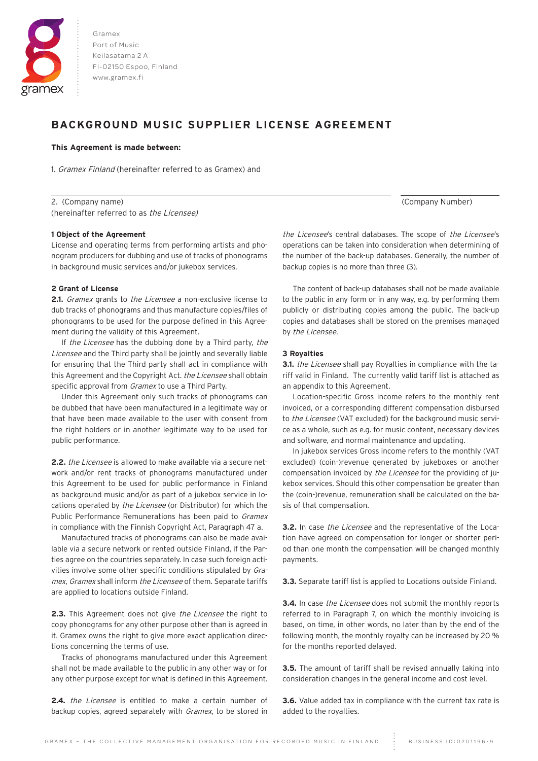Gramex
Port of Music
Keilasatama 2 A
FI-02150 Espoo, Finland
www.gramex.fi

# BACKGROUND MUSIC SUPPLIER LICENSE AGREEMENT

**This Agreement is made between:**

1. *Gramex Finland* (hereinafter referred to as Gramex) and

2. (Company name) (Company Number)
(hereinafter referred to as *the Licensee)*

### 1 Object of the Agreement

License and operating terms from performing artists and phonogram producers for dubbing and use of tracks of phonograms in background music services and/or jukebox services.

### 2 Grant of License

**2.1.** *Gramex* grants to *the Licensee* a non-exclusive license to dub tracks of phonograms and thus manufacture copies/files of phonograms to be used for the purpose defined in this Agreement during the validity of this Agreement.

If *the Licensee* has the dubbing done by a Third party, *the Licensee* and the Third party shall be jointly and severally liable for ensuring that the Third party shall act in compliance with this Agreement and the Copyright Act. *the Licensee* shall obtain specific approval from *Gramex* to use a Third Party.

Under this Agreement only such tracks of phonograms can be dubbed that have been manufactured in a legitimate way or that have been made available to the user with consent from the right holders or in another legitimate way to be used for public performance.

**2.2.** *the Licensee* is allowed to make available via a secure network and/or rent tracks of phonograms manufactured under this Agreement to be used for public performance in Finland as background music and/or as part of a jukebox service in locations operated by *the Licensee* (or Distributor) for which the Public Performance Remunerations has been paid to *Gramex* in compliance with the Finnish Copyright Act, Paragraph 47 a.

Manufactured tracks of phonograms can also be made available via a secure network or rented outside Finland, if the Parties agree on the countries separately. In case such foreign activities involve some other specific conditions stipulated by *Gramex*, *Gramex* shall inform *the Licensee* of them. Separate tariffs are applied to locations outside Finland.

**2.3.** This Agreement does not give *the Licensee* the right to copy phonograms for any other purpose other than is agreed in it. Gramex owns the right to give more exact application directions concerning the terms of use.

Tracks of phonograms manufactured under this Agreement shall not be made available to the public in any other way or for any other purpose except for what is defined in this Agreement.

**2.4.** *the Licensee* is entitled to make a certain number of backup copies, agreed separately with *Gramex*, to be stored in *the Licensee*'s central databases. The scope of *the Licensee*'s operations can be taken into consideration when determining of the number of the back-up databases. Generally, the number of backup copies is no more than three (3).

The content of back-up databases shall not be made available to the public in any form or in any way, e.g. by performing them publicly or distributing copies among the public. The back-up copies and databases shall be stored on the premises managed by *the Licensee*.

### 3 Royalties

**3.1.** *the Licensee* shall pay Royalties in compliance with the tariff valid in Finland. The currently valid tariff list is attached as an appendix to this Agreement.

Location-specific Gross income refers to the monthly rent invoiced, or a corresponding different compensation disbursed to *the Licensee* (VAT excluded) for the background music service as a whole, such as e.g. for music content, necessary devices and software, and normal maintenance and updating.

In jukebox services Gross income refers to the monthly (VAT excluded) (coin-)revenue generated by jukeboxes or another compensation invoiced by *the Licensee* for the providing of jukebox services. Should this other compensation be greater than the (coin-)revenue, remuneration shall be calculated on the basis of that compensation.

**3.2.** In case *the Licensee* and the representative of the Location have agreed on compensation for longer or shorter period than one month the compensation will be changed monthly payments.

**3.3.** Separate tariff list is applied to Locations outside Finland.

**3.4.** In case *the Licensee* does not submit the monthly reports referred to in Paragraph 7, on which the monthly invoicing is based, on time, in other words, no later than by the end of the following month, the monthly royalty can be increased by 20 % for the months reported delayed.

**3.5.** The amount of tariff shall be revised annually taking into consideration changes in the general income and cost level.

**3.6.** Value added tax in compliance with the current tax rate is added to the royalties.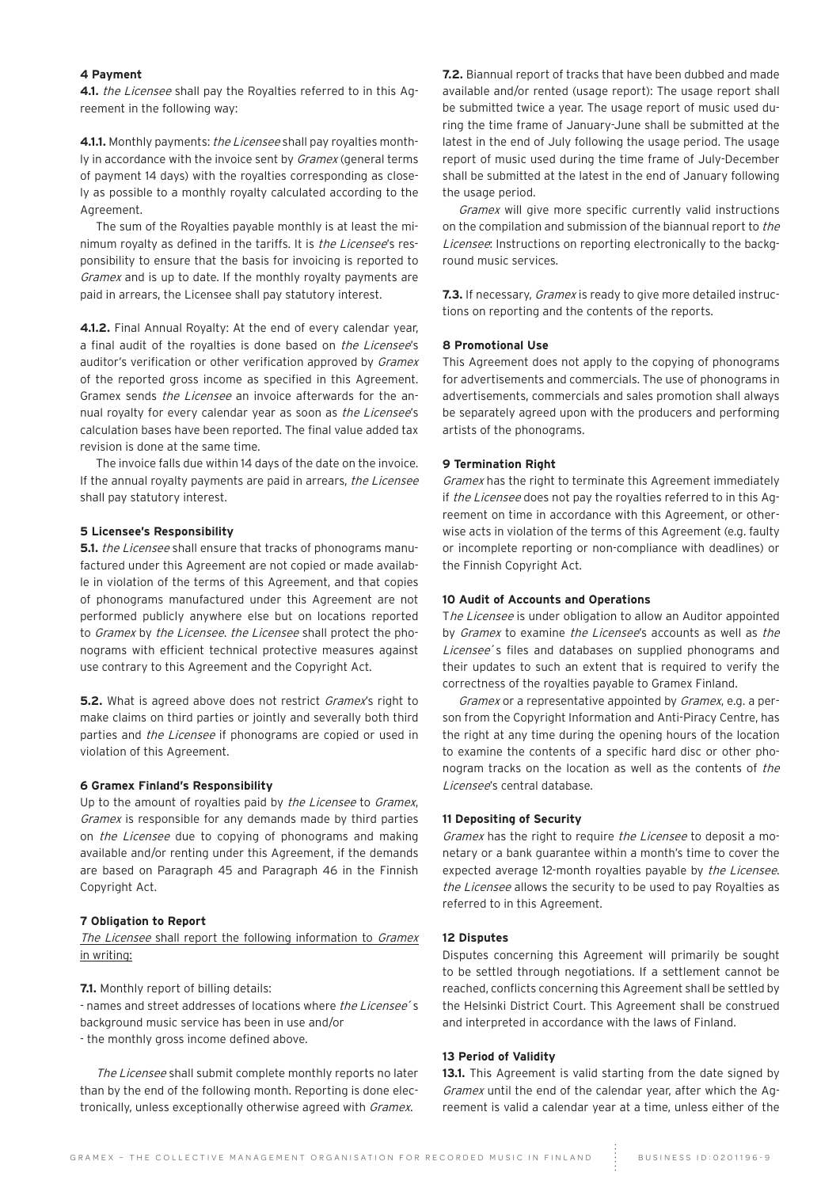## 4 Payment

**4.1.** *the Licensee* shall pay the Royalties referred to in this Agreement in the following way:

**4.1.1.** Monthly payments: *the Licensee* shall pay royalties monthly in accordance with the invoice sent by *Gramex* (general terms of payment 14 days) with the royalties corresponding as closely as possible to a monthly royalty calculated according to the Agreement.

The sum of the Royalties payable monthly is at least the minimum royalty as defined in the tariffs. It is *the Licensee*'s responsibility to ensure that the basis for invoicing is reported to *Gramex* and is up to date. If the monthly royalty payments are paid in arrears, the Licensee shall pay statutory interest.

**4.1.2.** Final Annual Royalty: At the end of every calendar year, a final audit of the royalties is done based on *the Licensee*'s auditor's verification or other verification approved by *Gramex* of the reported gross income as specified in this Agreement. Gramex sends *the Licensee* an invoice afterwards for the annual royalty for every calendar year as soon as *the Licensee*'s calculation bases have been reported. The final value added tax revision is done at the same time.

The invoice falls due within 14 days of the date on the invoice. If the annual royalty payments are paid in arrears, *the Licensee* shall pay statutory interest.

## 5 Licensee's Responsibility

**5.1.** *the Licensee* shall ensure that tracks of phonograms manufactured under this Agreement are not copied or made available in violation of the terms of this Agreement, and that copies of phonograms manufactured under this Agreement are not performed publicly anywhere else but on locations reported to *Gramex* by *the Licensee*. *the Licensee* shall protect the phonograms with efficient technical protective measures against use contrary to this Agreement and the Copyright Act.

**5.2.** What is agreed above does not restrict *Gramex*'s right to make claims on third parties or jointly and severally both third parties and *the Licensee* if phonograms are copied or used in violation of this Agreement.

## 6 Gramex Finland's Responsibility

Up to the amount of royalties paid by *the Licensee* to *Gramex*, *Gramex* is responsible for any demands made by third parties on *the Licensee* due to copying of phonograms and making available and/or renting under this Agreement, if the demands are based on Paragraph 45 and Paragraph 46 in the Finnish Copyright Act.

## 7 Obligation to Report

*The Licensee* shall report the following information to *Gramex* in writing:

**7.1.** Monthly report of billing details:
- names and street addresses of locations where *the Licensee*´s background music service has been in use and/or
- the monthly gross income defined above.

*The Licensee* shall submit complete monthly reports no later than by the end of the following month. Reporting is done electronically, unless exceptionally otherwise agreed with *Gramex*.

**7.2.** Biannual report of tracks that have been dubbed and made available and/or rented (usage report): The usage report shall be submitted twice a year. The usage report of music used during the time frame of January-June shall be submitted at the latest in the end of July following the usage period. The usage report of music used during the time frame of July-December shall be submitted at the latest in the end of January following the usage period.

*Gramex* will give more specific currently valid instructions on the compilation and submission of the biannual report to *the Licensee*: Instructions on reporting electronically to the background music services.

**7.3.** If necessary, *Gramex* is ready to give more detailed instructions on reporting and the contents of the reports.

## 8 Promotional Use

This Agreement does not apply to the copying of phonograms for advertisements and commercials. The use of phonograms in advertisements, commercials and sales promotion shall always be separately agreed upon with the producers and performing artists of the phonograms.

## 9 Termination Right

*Gramex* has the right to terminate this Agreement immediately if *the Licensee* does not pay the royalties referred to in this Agreement on time in accordance with this Agreement, or otherwise acts in violation of the terms of this Agreement (e.g. faulty or incomplete reporting or non-compliance with deadlines) or the Finnish Copyright Act.

## 10 Audit of Accounts and Operations

T*he Licensee* is under obligation to allow an Auditor appointed by *Gramex* to examine *the Licensee*'s accounts as well as *the Licensee*´s files and databases on supplied phonograms and their updates to such an extent that is required to verify the correctness of the royalties payable to Gramex Finland.

*Gramex* or a representative appointed by *Gramex*, e.g. a person from the Copyright Information and Anti-Piracy Centre, has the right at any time during the opening hours of the location to examine the contents of a specific hard disc or other phonogram tracks on the location as well as the contents of *the Licensee*'s central database.

## 11 Depositing of Security

*Gramex* has the right to require *the Licensee* to deposit a monetary or a bank guarantee within a month's time to cover the expected average 12-month royalties payable by *the Licensee*. *the Licensee* allows the security to be used to pay Royalties as referred to in this Agreement.

## 12 Disputes

Disputes concerning this Agreement will primarily be sought to be settled through negotiations. If a settlement cannot be reached, conflicts concerning this Agreement shall be settled by the Helsinki District Court. This Agreement shall be construed and interpreted in accordance with the laws of Finland.

## 13 Period of Validity

**13.1.** This Agreement is valid starting from the date signed by *Gramex* until the end of the calendar year, after which the Agreement is valid a calendar year at a time, unless either of the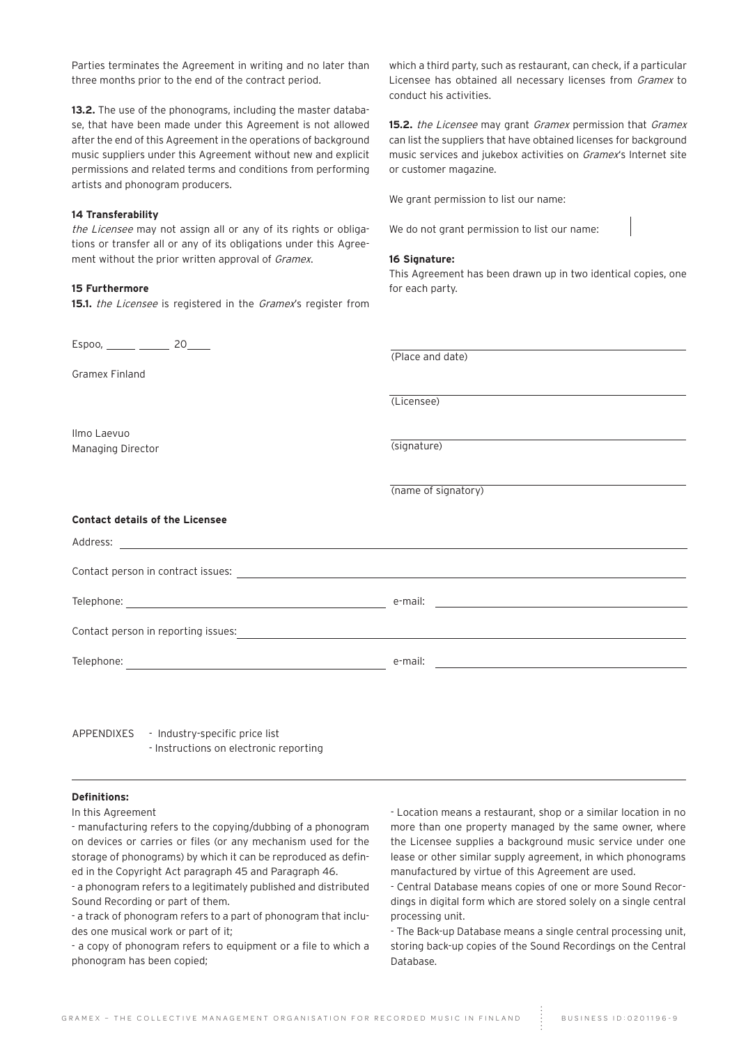Parties terminates the Agreement in writing and no later than three months prior to the end of the contract period.

**13.2.** The use of the phonograms, including the master database, that have been made under this Agreement is not allowed after the end of this Agreement in the operations of background music suppliers under this Agreement without new and explicit permissions and related terms and conditions from performing artists and phonogram producers.

**14 Transferability**

*the Licensee* may not assign all or any of its rights or obligations or transfer all or any of its obligations under this Agreement without the prior written approval of *Gramex*.

**15 Furthermore**

**15.1.** *the Licensee* is registered in the *Gramex*'s register from which a third party, such as restaurant, can check, if a particular Licensee has obtained all necessary licenses from *Gramex* to conduct his activities.

**15.2.** *the Licensee* may grant *Gramex* permission that *Gramex* can list the suppliers that have obtained licenses for background music services and jukebox activities on *Gramex*'s Internet site or customer magazine.

We grant permission to list our name:

We do not grant permission to list our name:

**16 Signature:**

This Agreement has been drawn up in two identical copies, one for each party.

Espoo, _____ _____ 20____

Gramex Finland

Ilmo Laevuo
Managing Director

_______________________________
(Place and date)

_______________________________
(Licensee)

_______________________________
(signature)

_______________________________
(name of signatory)

**Contact details of the Licensee**

Address: _______________________________

Contact person in contract issues: _______________________________

Telephone: _______________________________ e-mail: _______________________________

Contact person in reporting issues: _______________________________

Telephone: _______________________________ e-mail: _______________________________

APPENDIXES - Industry-specific price list
- Instructions on electronic reporting

**Definitions:**

In this Agreement

- manufacturing refers to the copying/dubbing of a phonogram on devices or carries or files (or any mechanism used for the storage of phonograms) by which it can be reproduced as defined in the Copyright Act paragraph 45 and Paragraph 46.
- a phonogram refers to a legitimately published and distributed Sound Recording or part of them.
- a track of phonogram refers to a part of phonogram that includes one musical work or part of it;
- a copy of phonogram refers to equipment or a file to which a phonogram has been copied;
- Location means a restaurant, shop or a similar location in no more than one property managed by the same owner, where the Licensee supplies a background music service under one lease or other similar supply agreement, in which phonograms manufactured by virtue of this Agreement are used.
- Central Database means copies of one or more Sound Recordings in digital form which are stored solely on a single central processing unit.
- The Back-up Database means a single central processing unit, storing back-up copies of the Sound Recordings on the Central Database.